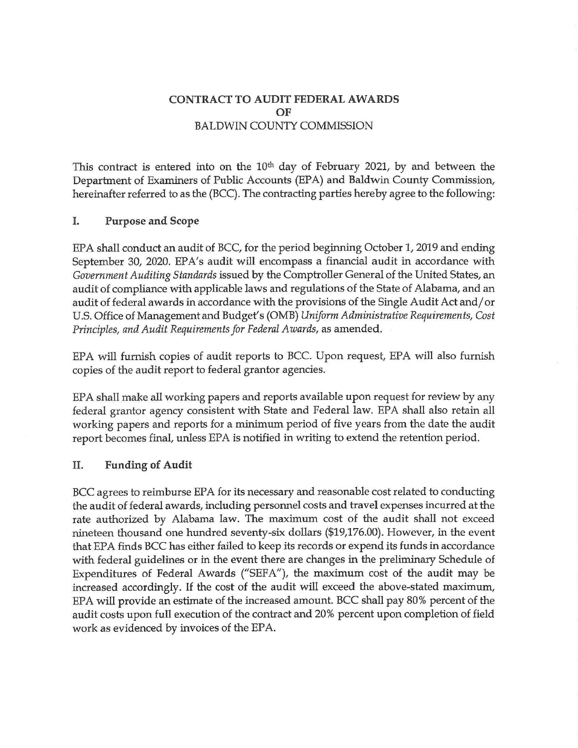# CONTRACT TO AUDIT FEDERAL AWARDS
# OF
# BALDWIN COUNTY COMMISSION

This contract is entered into on the 10th day of February 2021, by and between the Department of Examiners of Public Accounts (EPA) and Baldwin County Commission, hereinafter referred to as the (BCC). The contracting parties hereby agree to the following:

## I. Purpose and Scope

EPA shall conduct an audit of BCC, for the period beginning October 1, 2019 and ending September 30, 2020. EPA's audit will encompass a financial audit in accordance with *Government Auditing Standards* issued by the Comptroller General of the United States, an audit of compliance with applicable laws and regulations of the State of Alabama, and an audit of federal awards in accordance with the provisions of the Single Audit Act and/or U.S. Office of Management and Budget's (OMB) *Uniform Administrative Requirements, Cost Principles, and Audit Requirements for Federal Awards*, as amended.

EPA will furnish copies of audit reports to BCC. Upon request, EPA will also furnish copies of the audit report to federal grantor agencies.

EPA shall make all working papers and reports available upon request for review by any federal grantor agency consistent with State and Federal law. EPA shall also retain all working papers and reports for a minimum period of five years from the date the audit report becomes final, unless EPA is notified in writing to extend the retention period.

## II. Funding of Audit

BCC agrees to reimburse EPA for its necessary and reasonable cost related to conducting the audit of federal awards, including personnel costs and travel expenses incurred at the rate authorized by Alabama law. The maximum cost of the audit shall not exceed nineteen thousand one hundred seventy-six dollars ($19,176.00). However, in the event that EPA finds BCC has either failed to keep its records or expend its funds in accordance with federal guidelines or in the event there are changes in the preliminary Schedule of Expenditures of Federal Awards ("SEFA"), the maximum cost of the audit may be increased accordingly. If the cost of the audit will exceed the above-stated maximum, EPA will provide an estimate of the increased amount. BCC shall pay 80% percent of the audit costs upon full execution of the contract and 20% percent upon completion of field work as evidenced by invoices of the EPA.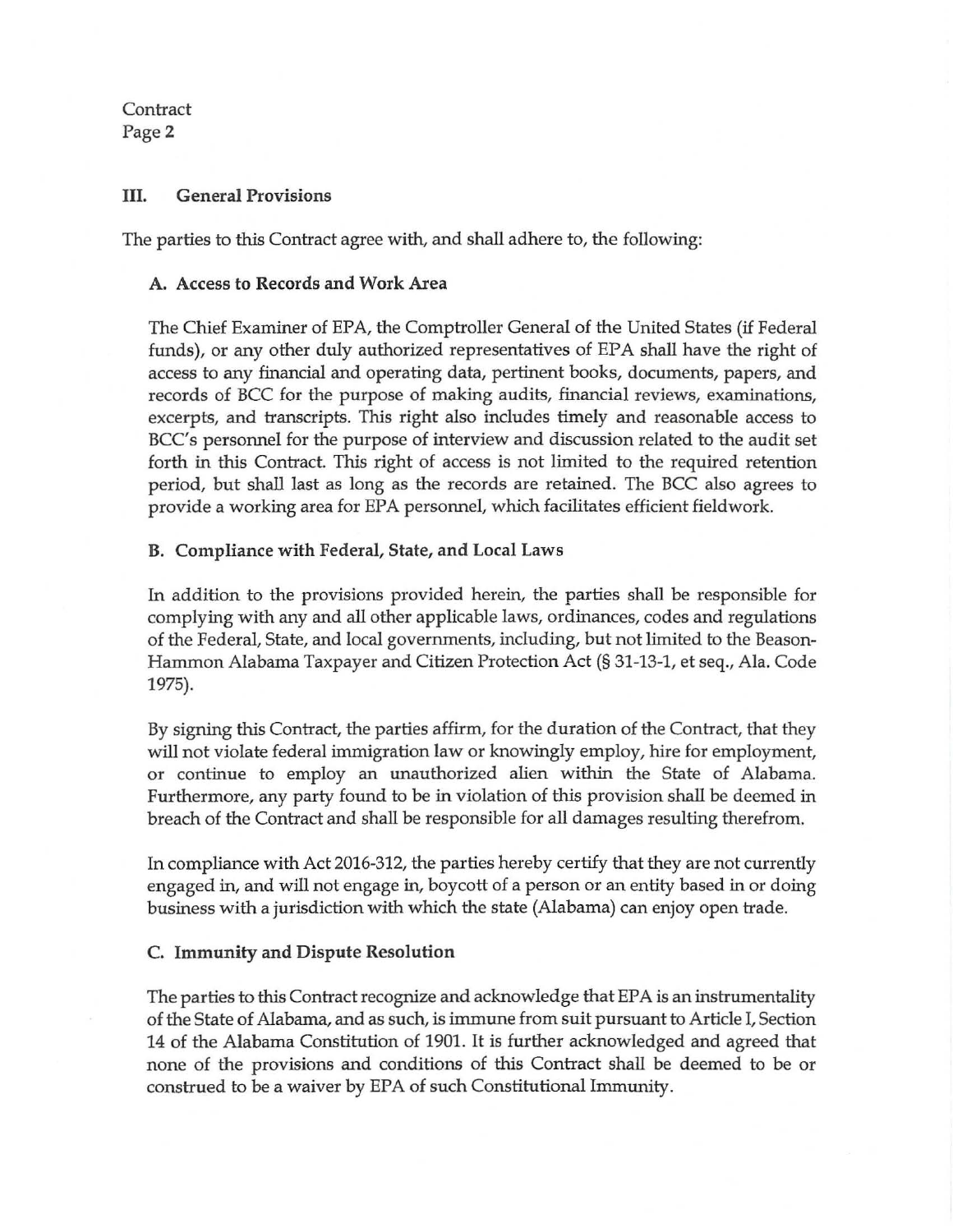## III. General Provisions

The parties to this Contract agree with, and shall adhere to, the following:

### A. Access to Records and Work Area

The Chief Examiner of EPA, the Comptroller General of the United States (if Federal funds), or any other duly authorized representatives of EPA shall have the right of access to any financial and operating data, pertinent books, documents, papers, and records of BCC for the purpose of making audits, financial reviews, examinations, excerpts, and transcripts. This right also includes timely and reasonable access to BCC's personnel for the purpose of interview and discussion related to the audit set forth in this Contract. This right of access is not limited to the required retention period, but shall last as long as the records are retained. The BCC also agrees to provide a working area for EPA personnel, which facilitates efficient fieldwork.

### B. Compliance with Federal, State, and Local Laws

In addition to the provisions provided herein, the parties shall be responsible for complying with any and all other applicable laws, ordinances, codes and regulations of the Federal, State, and local governments, including, but not limited to the Beason-Hammon Alabama Taxpayer and Citizen Protection Act (§ 31-13-1, et seq., Ala. Code 1975).

By signing this Contract, the parties affirm, for the duration of the Contract, that they will not violate federal immigration law or knowingly employ, hire for employment, or continue to employ an unauthorized alien within the State of Alabama. Furthermore, any party found to be in violation of this provision shall be deemed in breach of the Contract and shall be responsible for all damages resulting therefrom.

In compliance with Act 2016-312, the parties hereby certify that they are not currently engaged in, and will not engage in, boycott of a person or an entity based in or doing business with a jurisdiction with which the state (Alabama) can enjoy open trade.

### C. Immunity and Dispute Resolution

The parties to this Contract recognize and acknowledge that EPA is an instrumentality of the State of Alabama, and as such, is immune from suit pursuant to Article I, Section 14 of the Alabama Constitution of 1901. It is further acknowledged and agreed that none of the provisions and conditions of this Contract shall be deemed to be or construed to be a waiver by EPA of such Constitutional Immunity.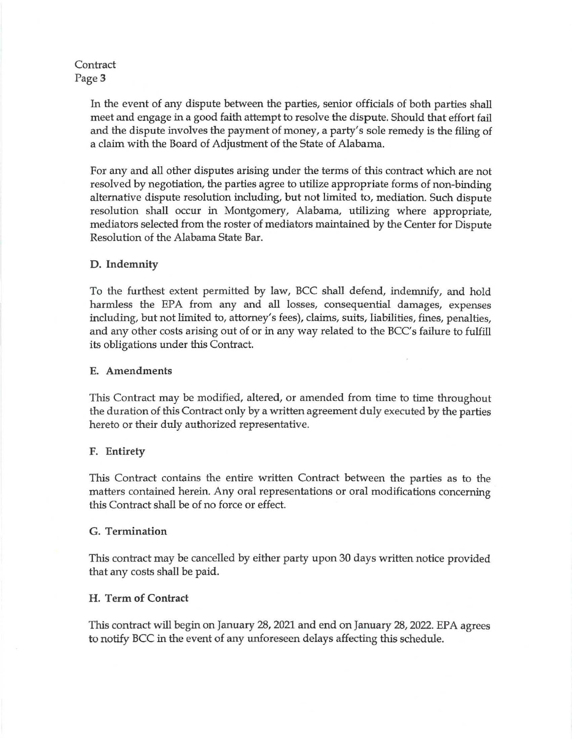In the event of any dispute between the parties, senior officials of both parties shall meet and engage in a good faith attempt to resolve the dispute. Should that effort fail and the dispute involves the payment of money, a party's sole remedy is the filing of a claim with the Board of Adjustment of the State of Alabama.

For any and all other disputes arising under the terms of this contract which are not resolved by negotiation, the parties agree to utilize appropriate forms of non-binding alternative dispute resolution including, but not limited to, mediation. Such dispute resolution shall occur in Montgomery, Alabama, utilizing where appropriate, mediators selected from the roster of mediators maintained by the Center for Dispute Resolution of the Alabama State Bar.

### D. Indemnity

To the furthest extent permitted by law, BCC shall defend, indemnify, and hold harmless the EPA from any and all losses, consequential damages, expenses including, but not limited to, attorney's fees), claims, suits, liabilities, fines, penalties, and any other costs arising out of or in any way related to the BCC's failure to fulfill its obligations under this Contract.

### E. Amendments

This Contract may be modified, altered, or amended from time to time throughout the duration of this Contract only by a written agreement duly executed by the parties hereto or their duly authorized representative.

### F. Entirety

This Contract contains the entire written Contract between the parties as to the matters contained herein. Any oral representations or oral modifications concerning this Contract shall be of no force or effect.

### G. Termination

This contract may be cancelled by either party upon 30 days written notice provided that any costs shall be paid.

### H. Term of Contract

This contract will begin on January 28, 2021 and end on January 28, 2022. EPA agrees to notify BCC in the event of any unforeseen delays affecting this schedule.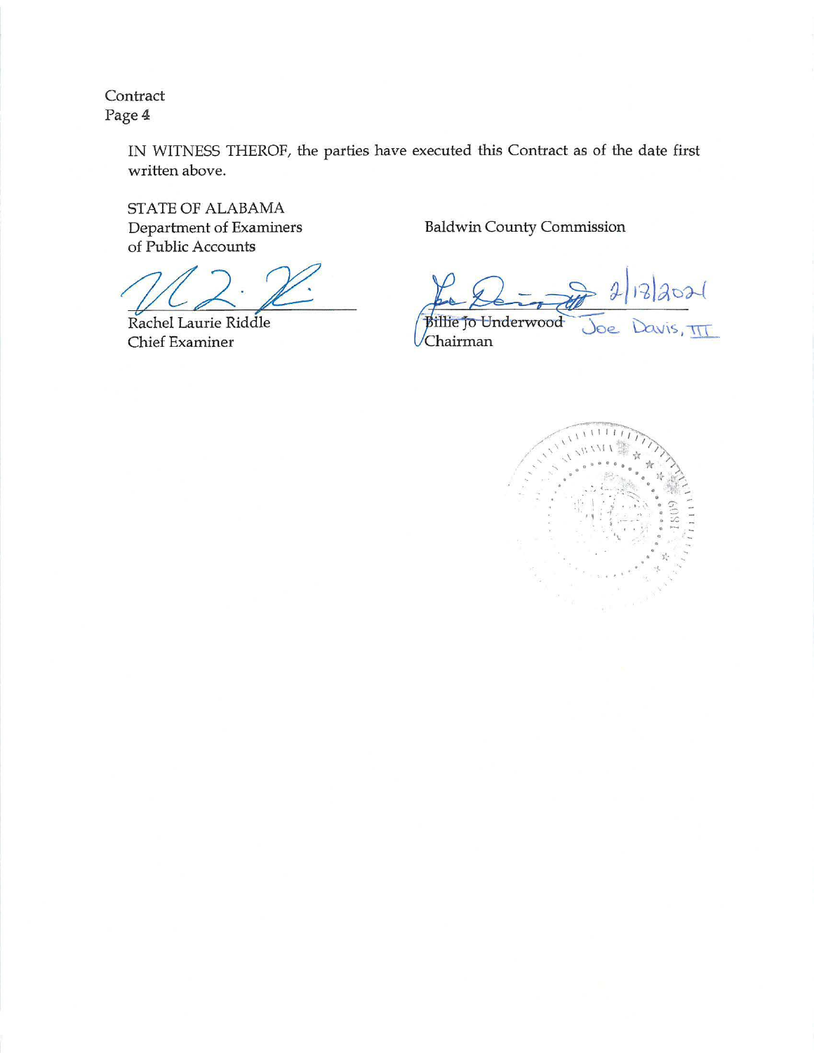Contract
Page 4

IN WITNESS THEROF, the parties have executed this Contract as of the date first written above.

STATE OF ALABAMA
Department of Examiners
of Public Accounts

Rachel Laurie Riddle
Chief Examiner

Baldwin County Commission

2/18/2021

~~Billie Jo Underwood~~ Joe Davis, III
Chairman